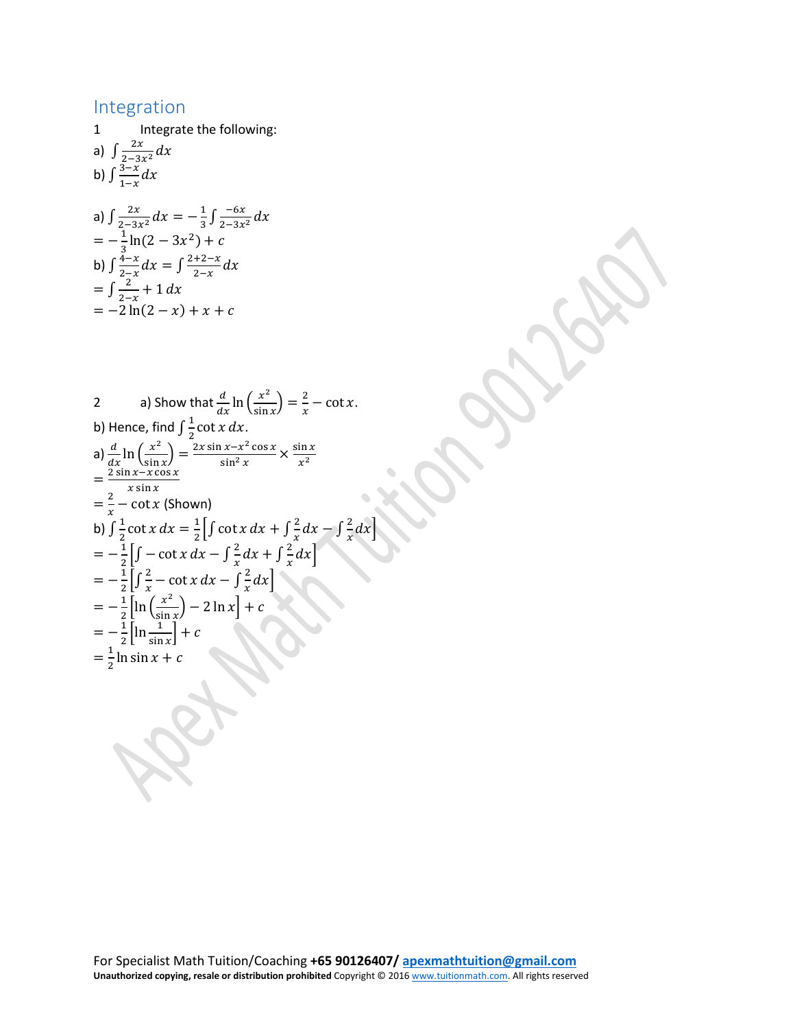## Integration

1 Integrate the following:

a) $\int \frac{2x}{2-3x^2} dx$

b) $\int \frac{3-x}{1-x} dx$

a) $\int \frac{2x}{2-3x^2} dx = -\frac{1}{3} \int \frac{-6x}{2-3x^2} dx$

$= -\frac{1}{3} \ln(2-3x^2) + c$

b) $\int \frac{4-x}{2-x} dx = \int \frac{2+2-x}{2-x} dx$

$= \int \frac{2}{2-x} + 1\, dx$

$= -2\ln(2-x) + x + c$

2 a) Show that $\frac{d}{dx} \ln\left(\frac{x^2}{\sin x}\right) = \frac{2}{x} - \cot x$.

b) Hence, find $\int \frac{1}{2} \cot x\, dx$.

a) $\frac{d}{dx} \ln\left(\frac{x^2}{\sin x}\right) = \frac{2x\sin x - x^2\cos x}{\sin^2 x} \times \frac{\sin x}{x^2}$

$= \frac{2\sin x - x\cos x}{x\sin x}$

$= \frac{2}{x} - \cot x$ (Shown)

b) $\int \frac{1}{2} \cot x\, dx = \frac{1}{2}\left[\int \cot x\, dx + \int \frac{2}{x} dx - \int \frac{2}{x} dx\right]$

$= -\frac{1}{2}\left[\int -\cot x\, dx - \int \frac{2}{x} dx + \int \frac{2}{x} dx\right]$

$= -\frac{1}{2}\left[\int \frac{2}{x} - \cot x\, dx - \int \frac{2}{x} dx\right]$

$= -\frac{1}{2}\left[\ln\left(\frac{x^2}{\sin x}\right) - 2\ln x\right] + c$

$= -\frac{1}{2}\left[\ln \frac{1}{\sin x}\right] + c$

$= \frac{1}{2} \ln \sin x + c$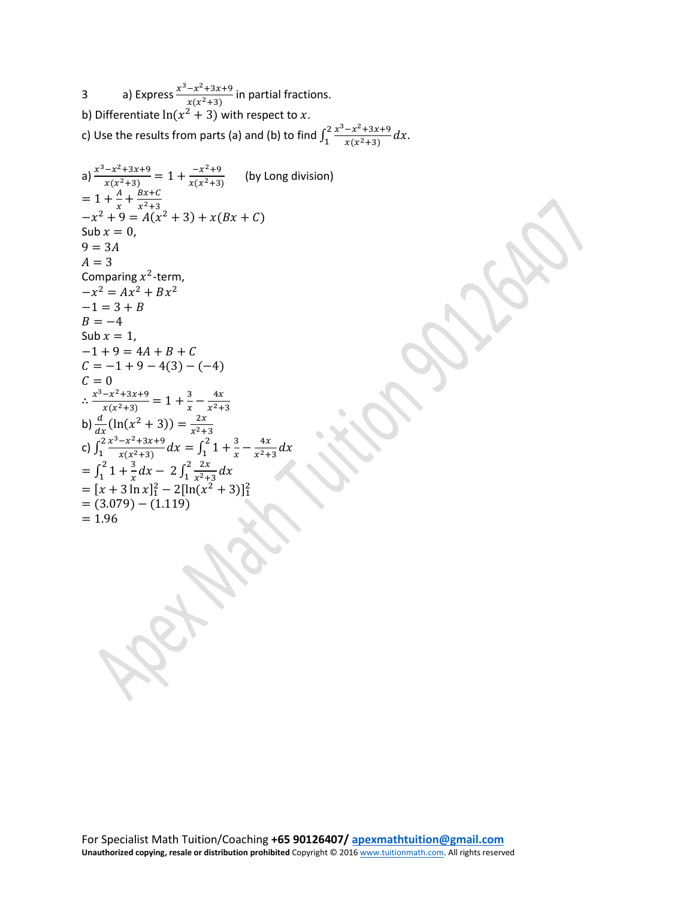3 a) Express $\frac{x^3-x^2+3x+9}{x(x^2+3)}$ in partial fractions.

b) Differentiate $\ln(x^2+3)$ with respect to $x$.

c) Use the results from parts (a) and (b) to find $\int_1^2 \frac{x^3-x^2+3x+9}{x(x^2+3)}dx$.

a) $\frac{x^3-x^2+3x+9}{x(x^2+3)} = 1 + \frac{-x^2+9}{x(x^2+3)}$ (by Long division)

$= 1 + \frac{A}{x} + \frac{Bx+C}{x^2+3}$

$-x^2+9 = A(x^2+3) + x(Bx+C)$

Sub $x = 0$,

$9 = 3A$

$A = 3$

Comparing $x^2$-term,

$-x^2 = Ax^2 + Bx^2$

$-1 = 3 + B$

$B = -4$

Sub $x = 1$,

$-1+9 = 4A + B + C$

$C = -1 + 9 - 4(3) - (-4)$

$C = 0$

$\therefore \frac{x^3-x^2+3x+9}{x(x^2+3)} = 1 + \frac{3}{x} - \frac{4x}{x^2+3}$

b) $\frac{d}{dx}(\ln(x^2+3)) = \frac{2x}{x^2+3}$

c) $\int_1^2 \frac{x^3-x^2+3x+9}{x(x^2+3)}dx = \int_1^2 1 + \frac{3}{x} - \frac{4x}{x^2+3}dx$

$= \int_1^2 1 + \frac{3}{x}dx - 2\int_1^2 \frac{2x}{x^2+3}dx$

$= [x + 3\ln x]_1^2 - 2[\ln(x^2+3)]_1^2$

$= (3.079) - (1.119)$

$= 1.96$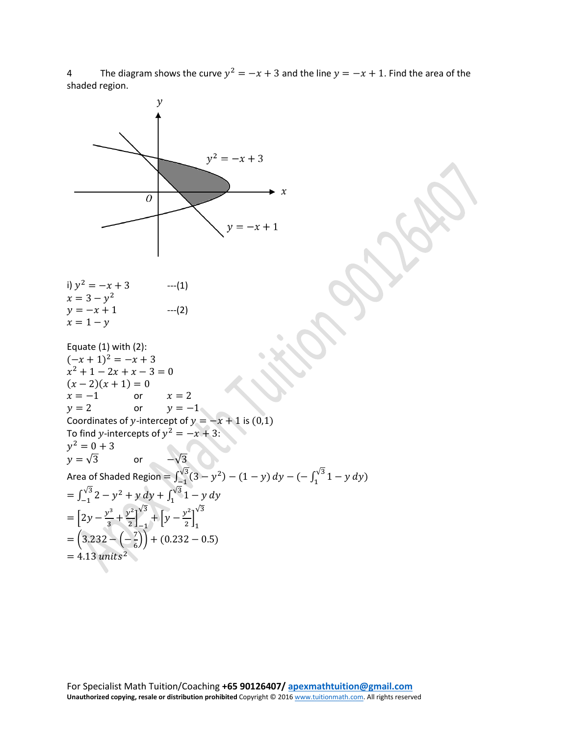4 The diagram shows the curve $y^2 = -x + 3$ and the line $y = -x + 1$. Find the area of the shaded region.

i) $y^2 = -x + 3$ ---(1)

$x = 3 - y^2$

$y = -x + 1$ ---(2)

$x = 1 - y$

Equate (1) with (2):

$(-x + 1)^2 = -x + 3$

$x^2 + 1 - 2x + x - 3 = 0$

$(x - 2)(x + 1) = 0$

$x = -1$ or $x = 2$

$y = 2$ or $y = -1$

Coordinates of $y$-intercept of $y = -x + 1$ is $(0,1)$

To find $y$-intercepts of $y^2 = -x + 3$:

$y^2 = 0 + 3$

$y = \sqrt{3}$ or $-\sqrt{3}$

Area of Shaded Region $= \int_{-1}^{\sqrt{3}} (3 - y^2) - (1 - y)\, dy - (-\int_{1}^{\sqrt{3}} 1 - y\, dy)$

$= \int_{-1}^{\sqrt{3}} 2 - y^2 + y\, dy + \int_{1}^{\sqrt{3}} 1 - y\, dy$

$= \left[2y - \frac{y^3}{3} + \frac{y^2}{2}\right]_{-1}^{\sqrt{3}} + \left[y - \frac{y^2}{2}\right]_{1}^{\sqrt{3}}$

$= \left(3.232 - \left(-\frac{7}{6}\right)\right) + (0.232 - 0.5)$

$= 4.13\ units^2$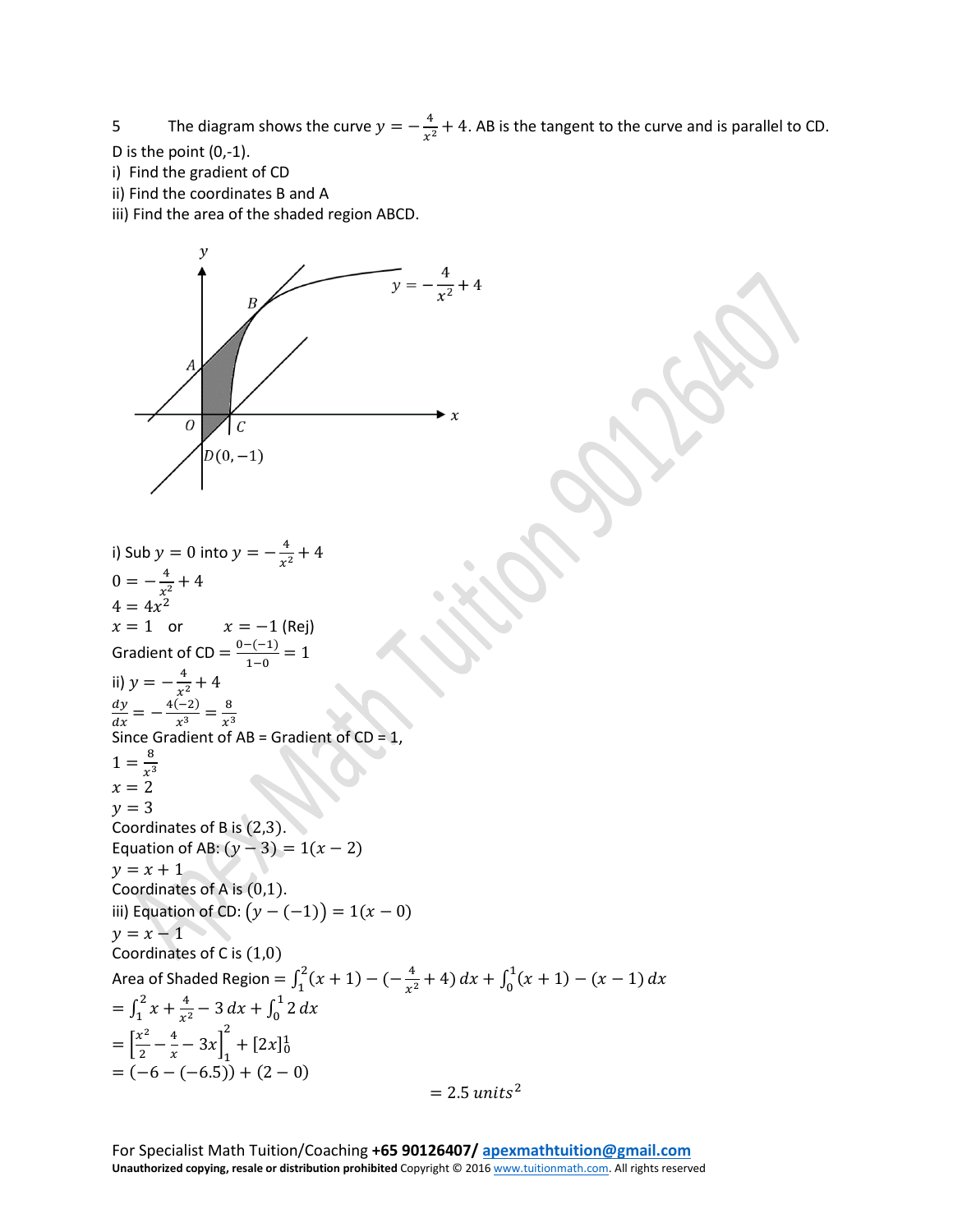5 The diagram shows the curve $y = -\frac{4}{x^2} + 4$. AB is the tangent to the curve and is parallel to CD. D is the point (0,-1).

i) Find the gradient of CD

ii) Find the coordinates B and A

iii) Find the area of the shaded region ABCD.

i) Sub $y = 0$ into $y = -\frac{4}{x^2} + 4$

$0 = -\frac{4}{x^2} + 4$

$4 = 4x^2$

$x = 1$ or $x = -1$ (Rej)

Gradient of CD $= \frac{0-(-1)}{1-0} = 1$

ii) $y = -\frac{4}{x^2} + 4$

$\frac{dy}{dx} = -\frac{4(-2)}{x^3} = \frac{8}{x^3}$

Since Gradient of AB = Gradient of CD = 1,

$1 = \frac{8}{x^3}$

$x = 2$

$y = 3$

Coordinates of B is $(2,3)$.

Equation of AB: $(y-3) = 1(x-2)$

$y = x + 1$

Coordinates of A is $(0,1)$.

iii) Equation of CD: $\big(y-(-1)\big) = 1(x-0)$

$y = x - 1$

Coordinates of C is $(1,0)$

Area of Shaded Region $= \int_1^2 (x+1) - (-\frac{4}{x^2} + 4)\,dx + \int_0^1 (x+1) - (x-1)\,dx$

$= \int_1^2 x + \frac{4}{x^2} - 3\,dx + \int_0^1 2\,dx$

$= \left[\frac{x^2}{2} - \frac{4}{x} - 3x\right]_1^2 + [2x]_0^1$

$= (-6 - (-6.5)) + (2 - 0)$

$= 2.5\ units^2$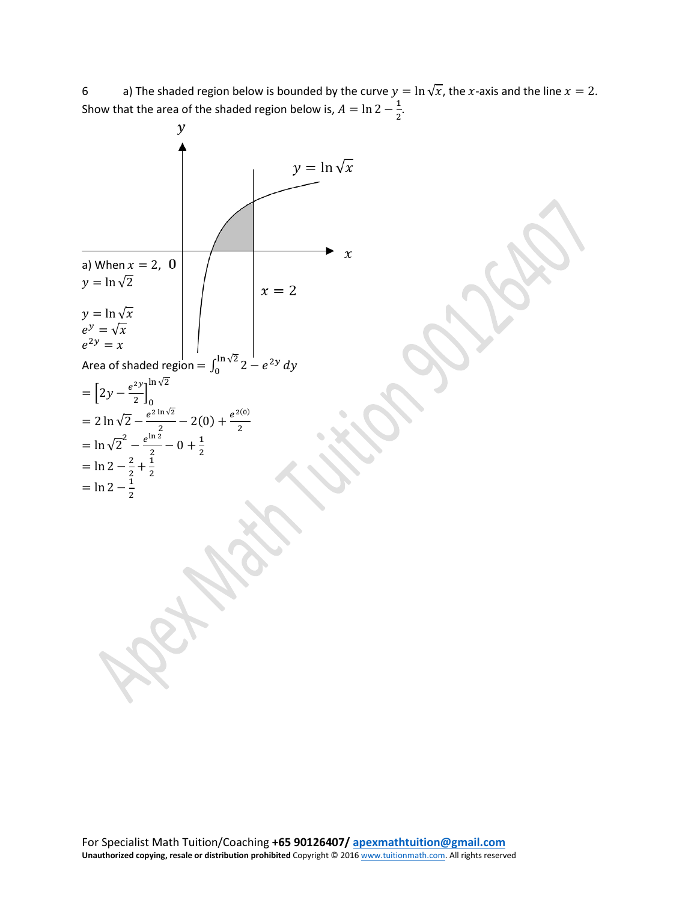6 a) The shaded region below is bounded by the curve $y = \ln\sqrt{x}$, the $x$-axis and the line $x = 2$. Show that the area of the shaded region below is, $A = \ln 2 - \frac{1}{2}$.

$y$

$y = \ln\sqrt{x}$

$x$

$x = 2$

a) When $x = 2$, $0$

$y = \ln\sqrt{2}$

$y = \ln\sqrt{x}$

$e^y = \sqrt{x}$

$e^{2y} = x$

Area of shaded region $= \int_0^{\ln\sqrt{2}} 2 - e^{2y}\, dy$

$= \left[2y - \frac{e^{2y}}{2}\right]_0^{\ln\sqrt{2}}$

$= 2\ln\sqrt{2} - \frac{e^{2\ln\sqrt{2}}}{2} - 2(0) + \frac{e^{2(0)}}{2}$

$= \ln\sqrt{2}^2 - \frac{e^{\ln 2}}{2} - 0 + \frac{1}{2}$

$= \ln 2 - \frac{2}{2} + \frac{1}{2}$

$= \ln 2 - \frac{1}{2}$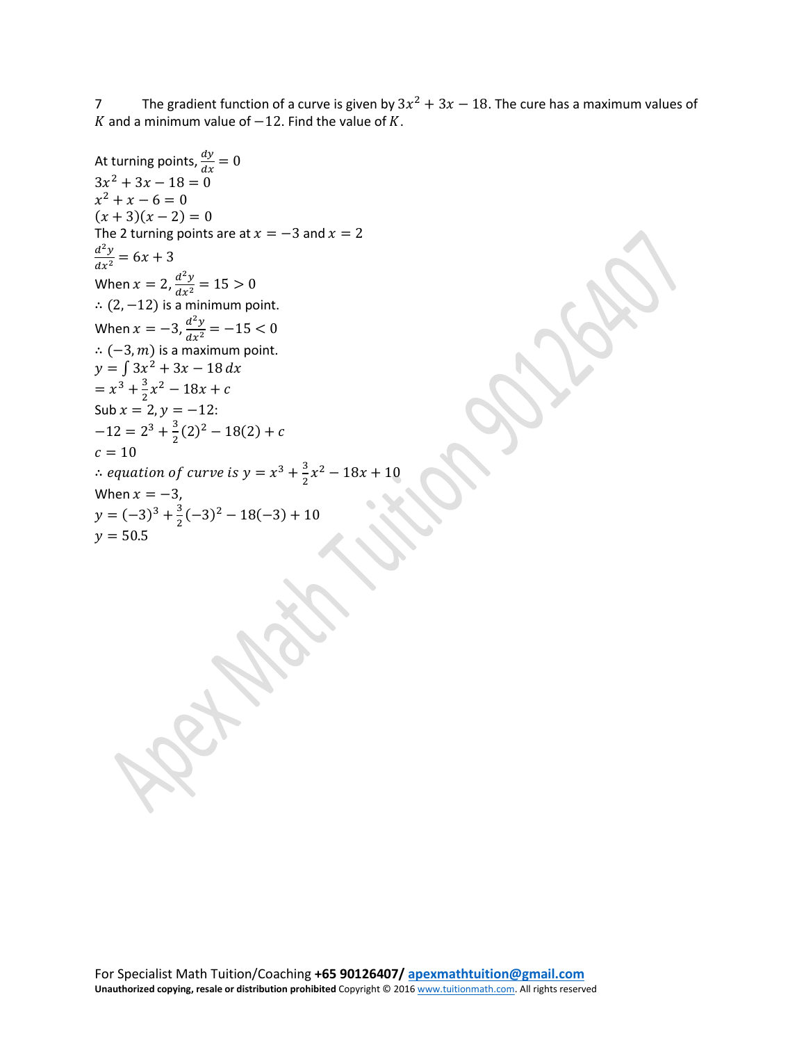7 The gradient function of a curve is given by $3x^2 + 3x - 18$. The cure has a maximum values of $K$ and a minimum value of $-12$. Find the value of $K$.

At turning points, $\frac{dy}{dx} = 0$

$3x^2 + 3x - 18 = 0$

$x^2 + x - 6 = 0$

$(x + 3)(x - 2) = 0$

The 2 turning points are at $x = -3$ and $x = 2$

$\frac{d^2y}{dx^2} = 6x + 3$

When $x = 2, \frac{d^2y}{dx^2} = 15 > 0$

$\therefore (2, -12)$ is a minimum point.

When $x = -3, \frac{d^2y}{dx^2} = -15 < 0$

$\therefore (-3, m)$ is a maximum point.

$y = \int 3x^2 + 3x - 18\, dx$

$= x^3 + \frac{3}{2}x^2 - 18x + c$

Sub $x = 2, y = -12$:

$-12 = 2^3 + \frac{3}{2}(2)^2 - 18(2) + c$

$c = 10$

$\therefore$ *equation of curve is* $y = x^3 + \frac{3}{2}x^2 - 18x + 10$

When $x = -3$,

$y = (-3)^3 + \frac{3}{2}(-3)^2 - 18(-3) + 10$

$y = 50.5$

For Specialist Math Tuition/Coaching **+65 90126407/** apexmathtuition@gmail.com

**Unauthorized copying, resale or distribution prohibited** Copyright © 2016 www.tuitionmath.com. All rights reserved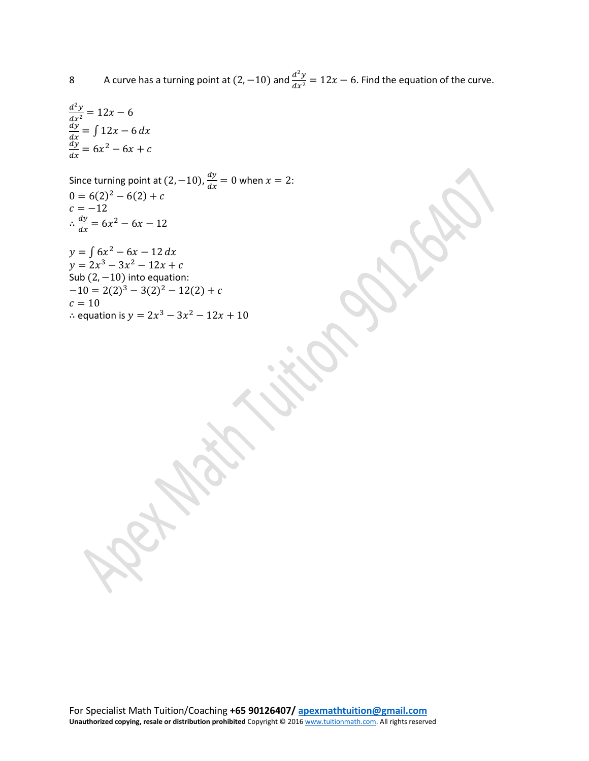8 A curve has a turning point at $(2, -10)$ and $\frac{d^2y}{dx^2} = 12x - 6$. Find the equation of the curve.

$\frac{d^2y}{dx^2} = 12x - 6$
$\frac{dy}{dx} = \int 12x - 6\, dx$
$\frac{dy}{dx} = 6x^2 - 6x + c$

Since turning point at $(2, -10)$, $\frac{dy}{dx} = 0$ when $x = 2$:
$0 = 6(2)^2 - 6(2) + c$
$c = -12$
$\therefore \frac{dy}{dx} = 6x^2 - 6x - 12$

$y = \int 6x^2 - 6x - 12\, dx$
$y = 2x^3 - 3x^2 - 12x + c$
Sub $(2, -10)$ into equation:
$-10 = 2(2)^3 - 3(2)^2 - 12(2) + c$
$c = 10$
$\therefore$ equation is $y = 2x^3 - 3x^2 - 12x + 10$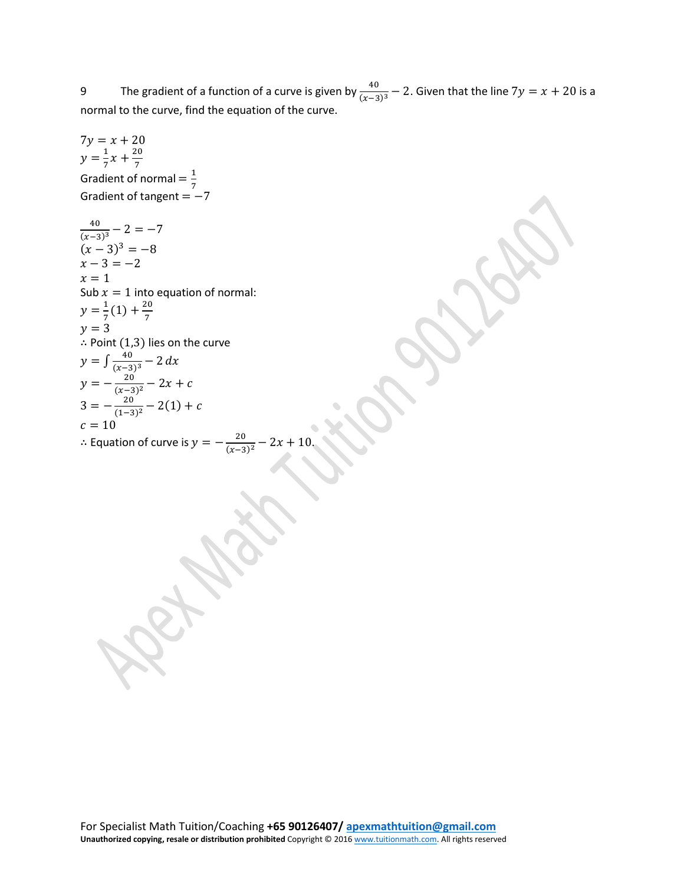9 The gradient of a function of a curve is given by $\frac{40}{(x-3)^3} - 2$. Given that the line $7y = x + 20$ is a normal to the curve, find the equation of the curve.

$7y = x + 20$
$y = \frac{1}{7}x + \frac{20}{7}$
Gradient of normal $= \frac{1}{7}$
Gradient of tangent $= -7$

$\frac{40}{(x-3)^3} - 2 = -7$
$(x-3)^3 = -8$
$x - 3 = -2$
$x = 1$
Sub $x = 1$ into equation of normal:
$y = \frac{1}{7}(1) + \frac{20}{7}$
$y = 3$
$\therefore$ Point $(1,3)$ lies on the curve
$y = \int \frac{40}{(x-3)^3} - 2\,dx$
$y = -\frac{20}{(x-3)^2} - 2x + c$
$3 = -\frac{20}{(1-3)^2} - 2(1) + c$
$c = 10$
$\therefore$ Equation of curve is $y = -\frac{20}{(x-3)^2} - 2x + 10.$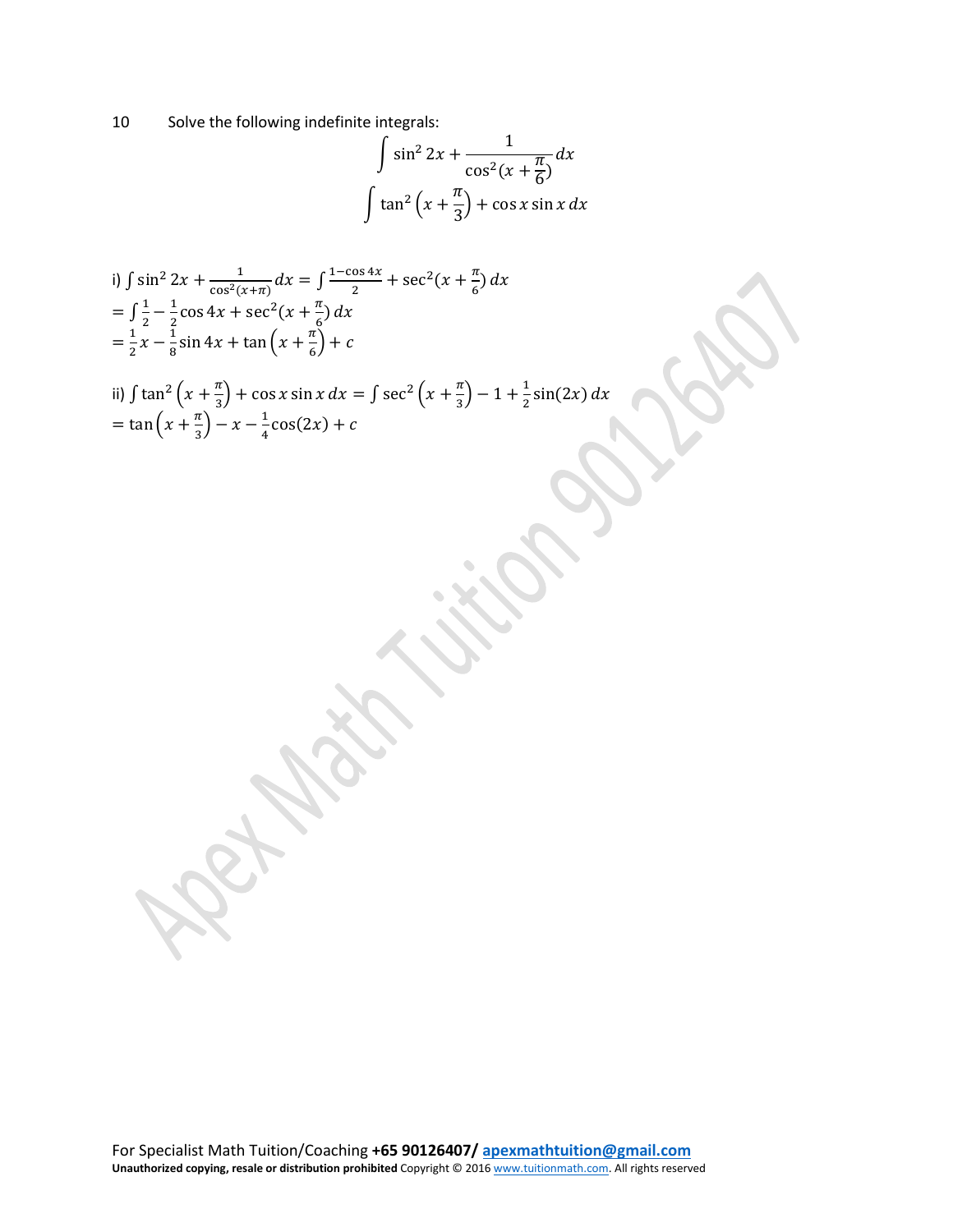10 Solve the following indefinite integrals:

$$\int \sin^2 2x + \frac{1}{\cos^2(x+\frac{\pi}{6})} dx$$

$$\int \tan^2\left(x+\frac{\pi}{3}\right) + \cos x \sin x \, dx$$

i) $\int \sin^2 2x + \frac{1}{\cos^2(x+\pi)} dx = \int \frac{1-\cos 4x}{2} + \sec^2(x+\frac{\pi}{6})\, dx$
$= \int \frac{1}{2} - \frac{1}{2}\cos 4x + \sec^2(x+\frac{\pi}{6})\, dx$
$= \frac{1}{2}x - \frac{1}{8}\sin 4x + \tan\left(x+\frac{\pi}{6}\right) + c$

ii) $\int \tan^2\left(x+\frac{\pi}{3}\right) + \cos x \sin x \, dx = \int \sec^2\left(x+\frac{\pi}{3}\right) - 1 + \frac{1}{2}\sin(2x)\, dx$
$= \tan\left(x+\frac{\pi}{3}\right) - x - \frac{1}{4}\cos(2x) + c$